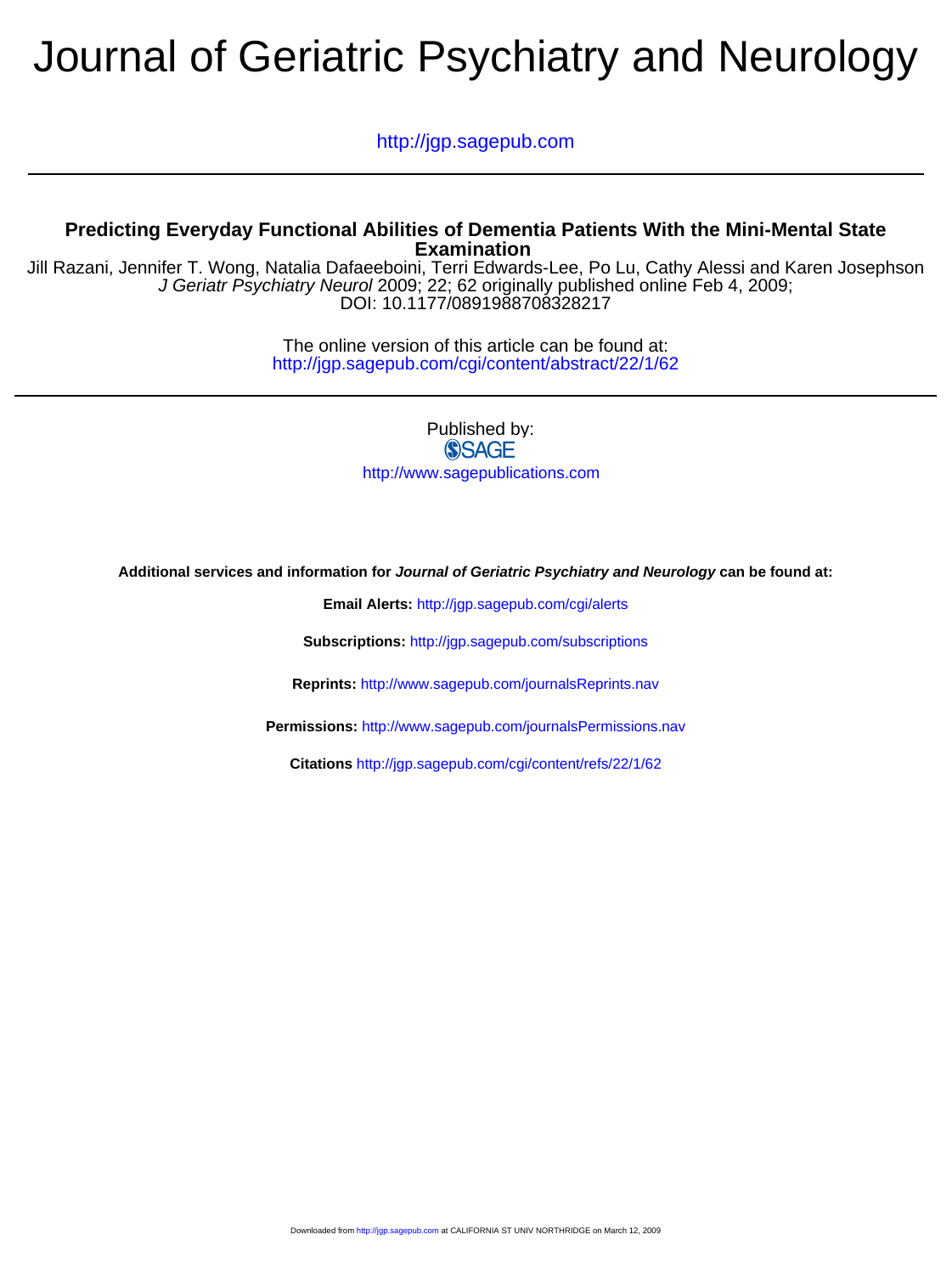# Journal of Geriatric Psychiatry and Neurology

http://jgp.sagepub.com

## Predicting Everyday Functional Abilities of Dementia Patients With the Mini-Mental State Examination

Jill Razani, Jennifer T. Wong, Natalia Dafaeeboini, Terri Edwards-Lee, Po Lu, Cathy Alessi and Karen Josephson

*J Geriatr Psychiatry Neurol* 2009; 22; 62 originally published online Feb 4, 2009;

DOI: 10.1177/0891988708328217

The online version of this article can be found at:

http://jgp.sagepub.com/cgi/content/abstract/22/1/62

Published by:

SAGE

http://www.sagepublications.com

**Additional services and information for *Journal of Geriatric Psychiatry and Neurology* can be found at:**

**Email Alerts:** http://jgp.sagepub.com/cgi/alerts

**Subscriptions:** http://jgp.sagepub.com/subscriptions

**Reprints:** http://www.sagepub.com/journalsReprints.nav

**Permissions:** http://www.sagepub.com/journalsPermissions.nav

**Citations** http://jgp.sagepub.com/cgi/content/refs/22/1/62

Downloaded from http://jgp.sagepub.com at CALIFORNIA ST UNIV NORTHRIDGE on March 12, 2009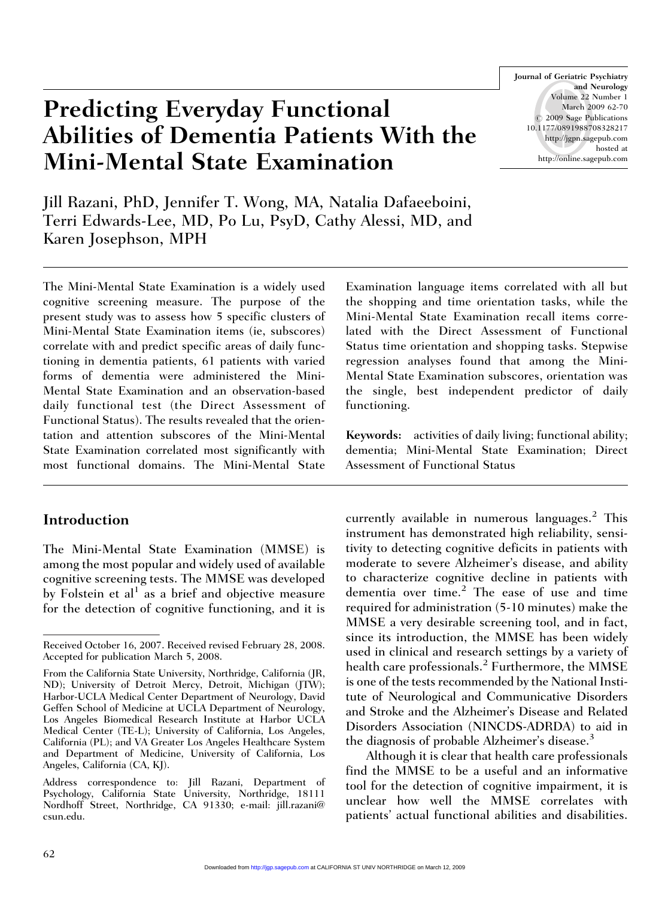# Predicting Everyday Functional Abilities of Dementia Patients With the Mini-Mental State Examination

Jill Razani, PhD, Jennifer T. Wong, MA, Natalia Dafaeeboini, Terri Edwards-Lee, MD, Po Lu, PsyD, Cathy Alessi, MD, and Karen Josephson, MPH

The Mini-Mental State Examination is a widely used cognitive screening measure. The purpose of the present study was to assess how 5 specific clusters of Mini-Mental State Examination items (ie, subscores) correlate with and predict specific areas of daily functioning in dementia patients, 61 patients with varied forms of dementia were administered the Mini-Mental State Examination and an observation-based daily functional test (the Direct Assessment of Functional Status). The results revealed that the orientation and attention subscores of the Mini-Mental State Examination correlated most significantly with most functional domains. The Mini-Mental State Examination language items correlated with all but the shopping and time orientation tasks, while the Mini-Mental State Examination recall items correlated with the Direct Assessment of Functional Status time orientation and shopping tasks. Stepwise regression analyses found that among the Mini-Mental State Examination subscores, orientation was the single, best independent predictor of daily functioning.

**Keywords:** activities of daily living; functional ability; dementia; Mini-Mental State Examination; Direct Assessment of Functional Status

## Introduction

The Mini-Mental State Examination (MMSE) is among the most popular and widely used of available cognitive screening tests. The MMSE was developed by Folstein et al[1] as a brief and objective measure for the detection of cognitive functioning, and it is currently available in numerous languages.[2] This instrument has demonstrated high reliability, sensitivity to detecting cognitive deficits in patients with moderate to severe Alzheimer's disease, and ability to characterize cognitive decline in patients with dementia over time.[2] The ease of use and time required for administration (5-10 minutes) make the MMSE a very desirable screening tool, and in fact, since its introduction, the MMSE has been widely used in clinical and research settings by a variety of health care professionals.[2] Furthermore, the MMSE is one of the tests recommended by the National Institute of Neurological and Communicative Disorders and Stroke and the Alzheimer's Disease and Related Disorders Association (NINCDS-ADRDA) to aid in the diagnosis of probable Alzheimer's disease.[3]

Although it is clear that health care professionals find the MMSE to be a useful and an informative tool for the detection of cognitive impairment, it is unclear how well the MMSE correlates with patients' actual functional abilities and disabilities.

Received October 16, 2007. Received revised February 28, 2008. Accepted for publication March 5, 2008.

From the California State University, Northridge, California (JR, ND); University of Detroit Mercy, Detroit, Michigan (JTW); Harbor-UCLA Medical Center Department of Neurology, David Geffen School of Medicine at UCLA Department of Neurology, Los Angeles Biomedical Research Institute at Harbor UCLA Medical Center (TE-L); University of California, Los Angeles, California (PL); and VA Greater Los Angeles Healthcare System and Department of Medicine, University of California, Los Angeles, California (CA, KJ).

Address correspondence to: Jill Razani, Department of Psychology, California State University, Northridge, 18111 Nordhoff Street, Northridge, CA 91330; e-mail: jill.razani@csun.edu.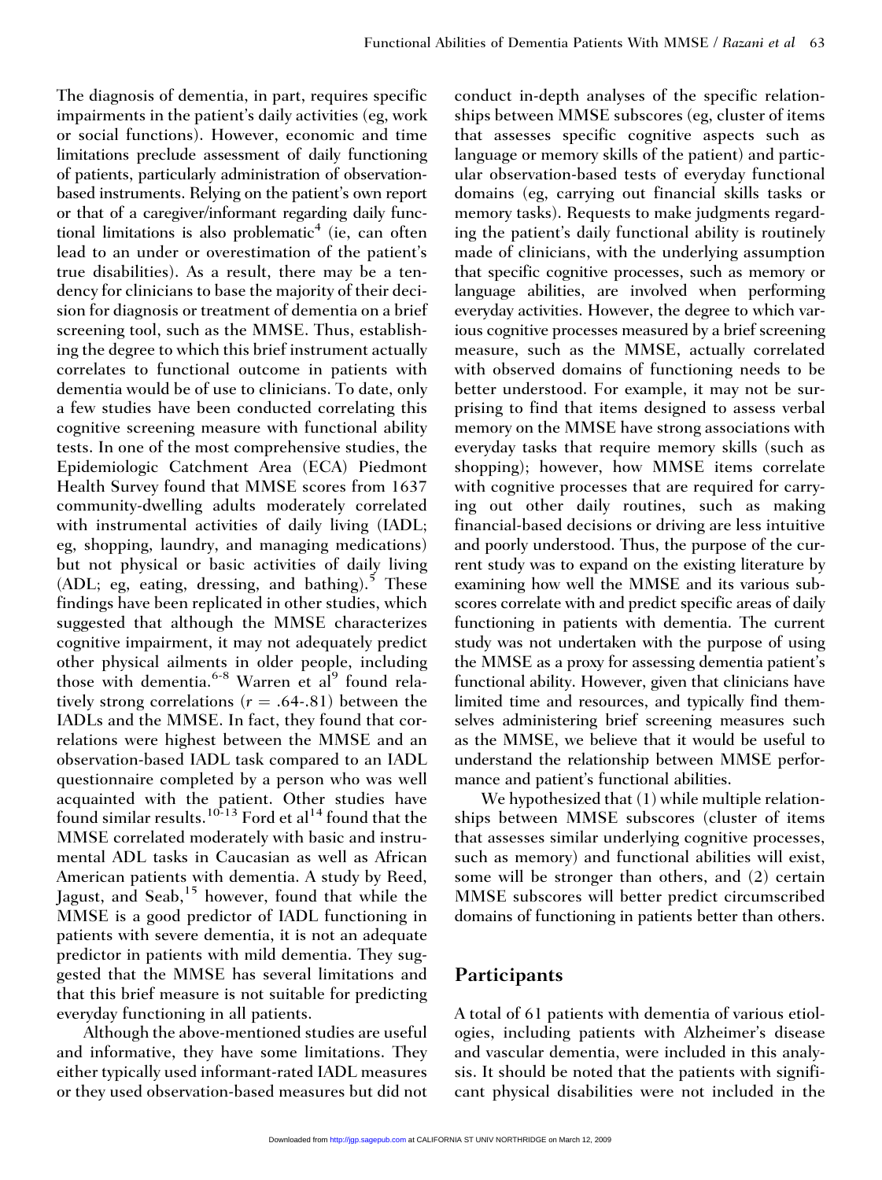The diagnosis of dementia, in part, requires specific impairments in the patient's daily activities (eg, work or social functions). However, economic and time limitations preclude assessment of daily functioning of patients, particularly administration of observation-based instruments. Relying on the patient's own report or that of a caregiver/informant regarding daily functional limitations is also problematic[4] (ie, can often lead to an under or overestimation of the patient's true disabilities). As a result, there may be a tendency for clinicians to base the majority of their decision for diagnosis or treatment of dementia on a brief screening tool, such as the MMSE. Thus, establishing the degree to which this brief instrument actually correlates to functional outcome in patients with dementia would be of use to clinicians. To date, only a few studies have been conducted correlating this cognitive screening measure with functional ability tests. In one of the most comprehensive studies, the Epidemiologic Catchment Area (ECA) Piedmont Health Survey found that MMSE scores from 1637 community-dwelling adults moderately correlated with instrumental activities of daily living (IADL; eg, shopping, laundry, and managing medications) but not physical or basic activities of daily living (ADL; eg, eating, dressing, and bathing).[5] These findings have been replicated in other studies, which suggested that although the MMSE characterizes cognitive impairment, it may not adequately predict other physical ailments in older people, including those with dementia.[6-8] Warren et al[9] found relatively strong correlations ($r = .64$-$.81$) between the IADLs and the MMSE. In fact, they found that correlations were highest between the MMSE and an observation-based IADL task compared to an IADL questionnaire completed by a person who was well acquainted with the patient. Other studies have found similar results.[10-13] Ford et al[14] found that the MMSE correlated moderately with basic and instrumental ADL tasks in Caucasian as well as African American patients with dementia. A study by Reed, Jagust, and Seab,[15] however, found that while the MMSE is a good predictor of IADL functioning in patients with severe dementia, it is not an adequate predictor in patients with mild dementia. They suggested that the MMSE has several limitations and that this brief measure is not suitable for predicting everyday functioning in all patients.

Although the above-mentioned studies are useful and informative, they have some limitations. They either typically used informant-rated IADL measures or they used observation-based measures but did not conduct in-depth analyses of the specific relationships between MMSE subscores (eg, cluster of items that assesses specific cognitive aspects such as language or memory skills of the patient) and particular observation-based tests of everyday functional domains (eg, carrying out financial skills tasks or memory tasks). Requests to make judgments regarding the patient's daily functional ability is routinely made of clinicians, with the underlying assumption that specific cognitive processes, such as memory or language abilities, are involved when performing everyday activities. However, the degree to which various cognitive processes measured by a brief screening measure, such as the MMSE, actually correlated with observed domains of functioning needs to be better understood. For example, it may not be surprising to find that items designed to assess verbal memory on the MMSE have strong associations with everyday tasks that require memory skills (such as shopping); however, how MMSE items correlate with cognitive processes that are required for carrying out other daily routines, such as making financial-based decisions or driving are less intuitive and poorly understood. Thus, the purpose of the current study was to expand on the existing literature by examining how well the MMSE and its various subscores correlate with and predict specific areas of daily functioning in patients with dementia. The current study was not undertaken with the purpose of using the MMSE as a proxy for assessing dementia patient's functional ability. However, given that clinicians have limited time and resources, and typically find themselves administering brief screening measures such as the MMSE, we believe that it would be useful to understand the relationship between MMSE performance and patient's functional abilities.

We hypothesized that (1) while multiple relationships between MMSE subscores (cluster of items that assesses similar underlying cognitive processes, such as memory) and functional abilities will exist, some will be stronger than others, and (2) certain MMSE subscores will better predict circumscribed domains of functioning in patients better than others.

## Participants

A total of 61 patients with dementia of various etiologies, including patients with Alzheimer's disease and vascular dementia, were included in this analysis. It should be noted that the patients with significant physical disabilities were not included in the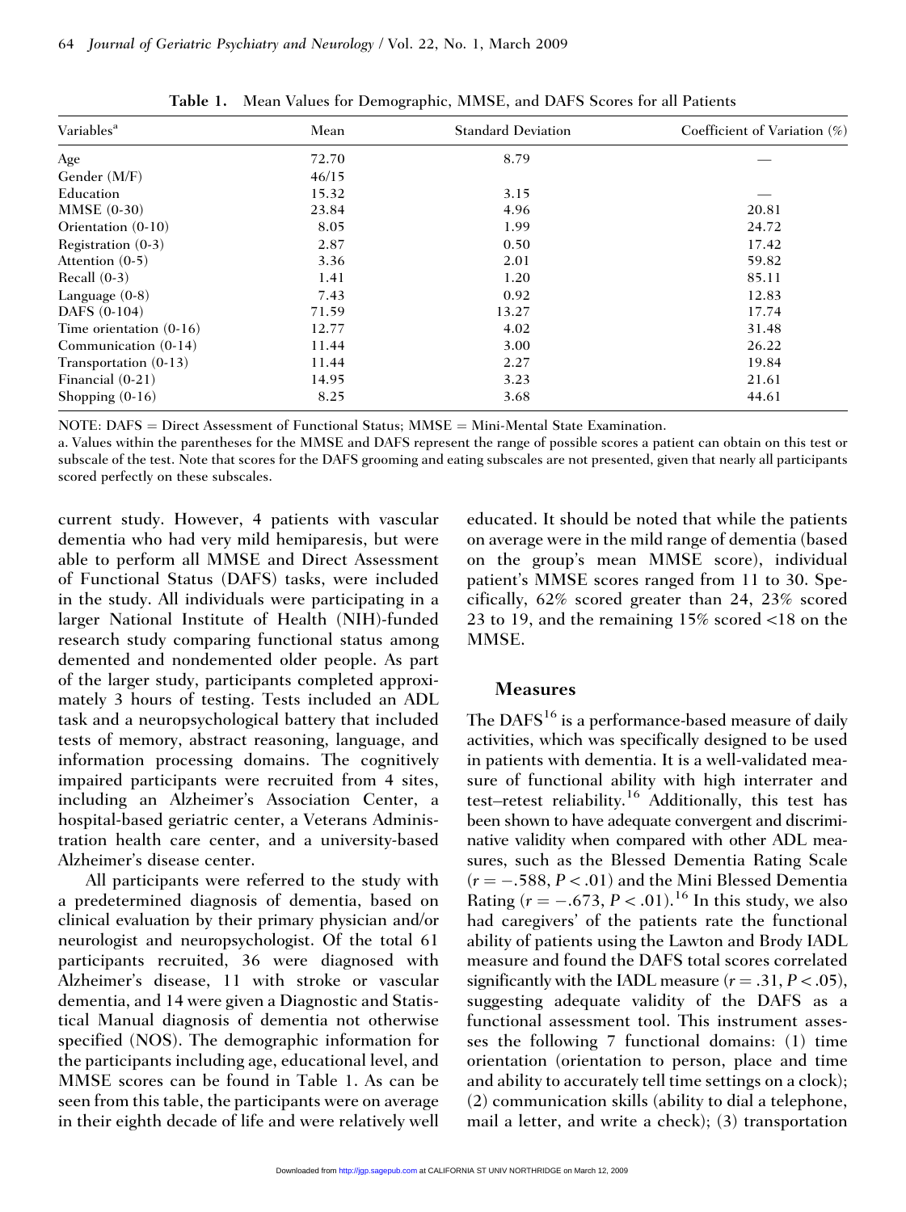**Table 1.** Mean Values for Demographic, MMSE, and DAFS Scores for all Patients

| Variables[a] | Mean | Standard Deviation | Coefficient of Variation (%) |
|---|---|---|---|
| Age | 72.70 | 8.79 | — |
| Gender (M/F) | 46/15 | | |
| Education | 15.32 | 3.15 | — |
| MMSE (0-30) | 23.84 | 4.96 | 20.81 |
| Orientation (0-10) | 8.05 | 1.99 | 24.72 |
| Registration (0-3) | 2.87 | 0.50 | 17.42 |
| Attention (0-5) | 3.36 | 2.01 | 59.82 |
| Recall (0-3) | 1.41 | 1.20 | 85.11 |
| Language (0-8) | 7.43 | 0.92 | 12.83 |
| DAFS (0-104) | 71.59 | 13.27 | 17.74 |
| Time orientation (0-16) | 12.77 | 4.02 | 31.48 |
| Communication (0-14) | 11.44 | 3.00 | 26.22 |
| Transportation (0-13) | 11.44 | 2.27 | 19.84 |
| Financial (0-21) | 14.95 | 3.23 | 21.61 |
| Shopping (0-16) | 8.25 | 3.68 | 44.61 |

NOTE: DAFS = Direct Assessment of Functional Status; MMSE = Mini-Mental State Examination.

a. Values within the parentheses for the MMSE and DAFS represent the range of possible scores a patient can obtain on this test or subscale of the test. Note that scores for the DAFS grooming and eating subscales are not presented, given that nearly all participants scored perfectly on these subscales.

current study. However, 4 patients with vascular dementia who had very mild hemiparesis, but were able to perform all MMSE and Direct Assessment of Functional Status (DAFS) tasks, were included in the study. All individuals were participating in a larger National Institute of Health (NIH)-funded research study comparing functional status among demented and nondemented older people. As part of the larger study, participants completed approximately 3 hours of testing. Tests included an ADL task and a neuropsychological battery that included tests of memory, abstract reasoning, language, and information processing domains. The cognitively impaired participants were recruited from 4 sites, including an Alzheimer's Association Center, a hospital-based geriatric center, a Veterans Administration health care center, and a university-based Alzheimer's disease center.

All participants were referred to the study with a predetermined diagnosis of dementia, based on clinical evaluation by their primary physician and/or neurologist and neuropsychologist. Of the total 61 participants recruited, 36 were diagnosed with Alzheimer's disease, 11 with stroke or vascular dementia, and 14 were given a Diagnostic and Statistical Manual diagnosis of dementia not otherwise specified (NOS). The demographic information for the participants including age, educational level, and MMSE scores can be found in Table 1. As can be seen from this table, the participants were on average in their eighth decade of life and were relatively well educated. It should be noted that while the patients on average were in the mild range of dementia (based on the group's mean MMSE score), individual patient's MMSE scores ranged from 11 to 30. Specifically, 62% scored greater than 24, 23% scored 23 to 19, and the remaining 15% scored <18 on the MMSE.

### Measures

The DAFS[16] is a performance-based measure of daily activities, which was specifically designed to be used in patients with dementia. It is a well-validated measure of functional ability with high interrater and test–retest reliability.[16] Additionally, this test has been shown to have adequate convergent and discriminative validity when compared with other ADL measures, such as the Blessed Dementia Rating Scale ($r = -.588$, $P < .01$) and the Mini Blessed Dementia Rating ($r = -.673$, $P < .01$).[16] In this study, we also had caregivers' of the patients rate the functional ability of patients using the Lawton and Brody IADL measure and found the DAFS total scores correlated significantly with the IADL measure ($r = .31$, $P < .05$), suggesting adequate validity of the DAFS as a functional assessment tool. This instrument assesses the following 7 functional domains: (1) time orientation (orientation to person, place and time and ability to accurately tell time settings on a clock); (2) communication skills (ability to dial a telephone, mail a letter, and write a check); (3) transportation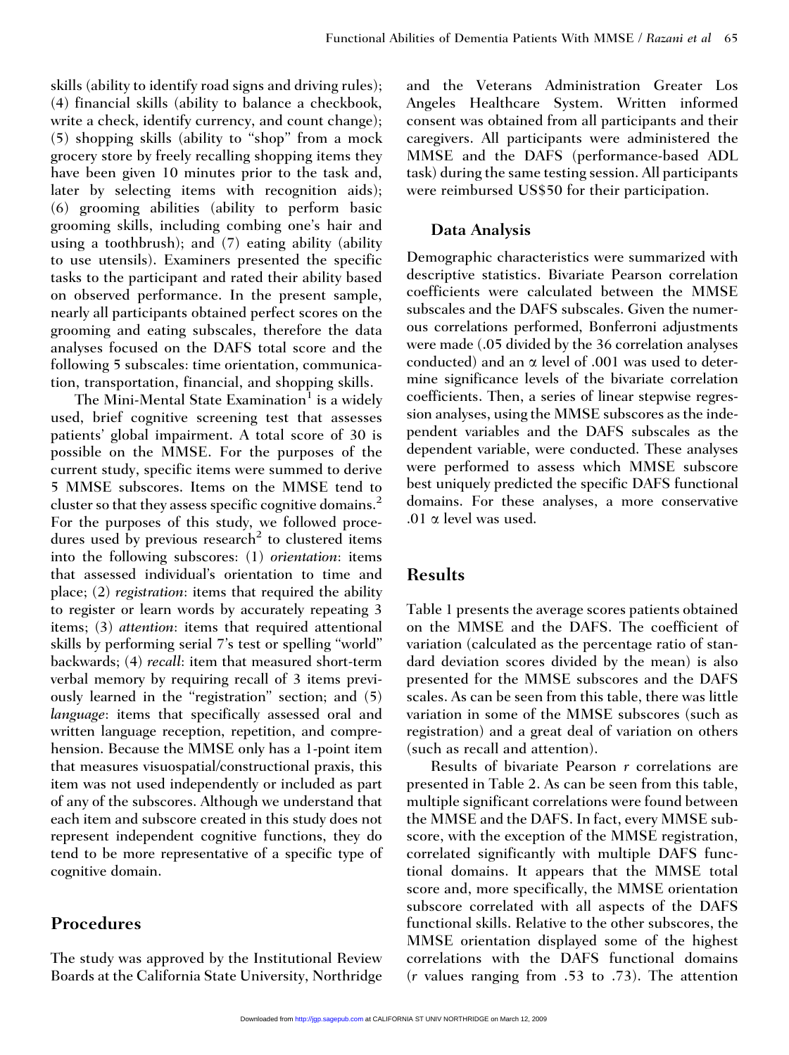skills (ability to identify road signs and driving rules); (4) financial skills (ability to balance a checkbook, write a check, identify currency, and count change); (5) shopping skills (ability to "shop" from a mock grocery store by freely recalling shopping items they have been given 10 minutes prior to the task and, later by selecting items with recognition aids); (6) grooming abilities (ability to perform basic grooming skills, including combing one's hair and using a toothbrush); and (7) eating ability (ability to use utensils). Examiners presented the specific tasks to the participant and rated their ability based on observed performance. In the present sample, nearly all participants obtained perfect scores on the grooming and eating subscales, therefore the data analyses focused on the DAFS total score and the following 5 subscales: time orientation, communication, transportation, financial, and shopping skills.

The Mini-Mental State Examination[1] is a widely used, brief cognitive screening test that assesses patients' global impairment. A total score of 30 is possible on the MMSE. For the purposes of the current study, specific items were summed to derive 5 MMSE subscores. Items on the MMSE tend to cluster so that they assess specific cognitive domains.[2] For the purposes of this study, we followed procedures used by previous research[2] to clustered items into the following subscores: (1) *orientation*: items that assessed individual's orientation to time and place; (2) *registration*: items that required the ability to register or learn words by accurately repeating 3 items; (3) *attention*: items that required attentional skills by performing serial 7's test or spelling "world" backwards; (4) *recall*: item that measured short-term verbal memory by requiring recall of 3 items previously learned in the "registration" section; and (5) *language*: items that specifically assessed oral and written language reception, repetition, and comprehension. Because the MMSE only has a 1-point item that measures visuospatial/constructional praxis, this item was not used independently or included as part of any of the subscores. Although we understand that each item and subscore created in this study does not represent independent cognitive functions, they do tend to be more representative of a specific type of cognitive domain.

## Procedures

The study was approved by the Institutional Review Boards at the California State University, Northridge and the Veterans Administration Greater Los Angeles Healthcare System. Written informed consent was obtained from all participants and their caregivers. All participants were administered the MMSE and the DAFS (performance-based ADL task) during the same testing session. All participants were reimbursed US$50 for their participation.

### Data Analysis

Demographic characteristics were summarized with descriptive statistics. Bivariate Pearson correlation coefficients were calculated between the MMSE subscales and the DAFS subscales. Given the numerous correlations performed, Bonferroni adjustments were made (.05 divided by the 36 correlation analyses conducted) and an $\alpha$ level of .001 was used to determine significance levels of the bivariate correlation coefficients. Then, a series of linear stepwise regression analyses, using the MMSE subscores as the independent variables and the DAFS subscales as the dependent variable, were conducted. These analyses were performed to assess which MMSE subscore best uniquely predicted the specific DAFS functional domains. For these analyses, a more conservative .01 $\alpha$ level was used.

## Results

Table 1 presents the average scores patients obtained on the MMSE and the DAFS. The coefficient of variation (calculated as the percentage ratio of standard deviation scores divided by the mean) is also presented for the MMSE subscores and the DAFS scales. As can be seen from this table, there was little variation in some of the MMSE subscores (such as registration) and a great deal of variation on others (such as recall and attention).

Results of bivariate Pearson $r$ correlations are presented in Table 2. As can be seen from this table, multiple significant correlations were found between the MMSE and the DAFS. In fact, every MMSE subscore, with the exception of the MMSE registration, correlated significantly with multiple DAFS functional domains. It appears that the MMSE total score and, more specifically, the MMSE orientation subscore correlated with all aspects of the DAFS functional skills. Relative to the other subscores, the MMSE orientation displayed some of the highest correlations with the DAFS functional domains ($r$ values ranging from .53 to .73). The attention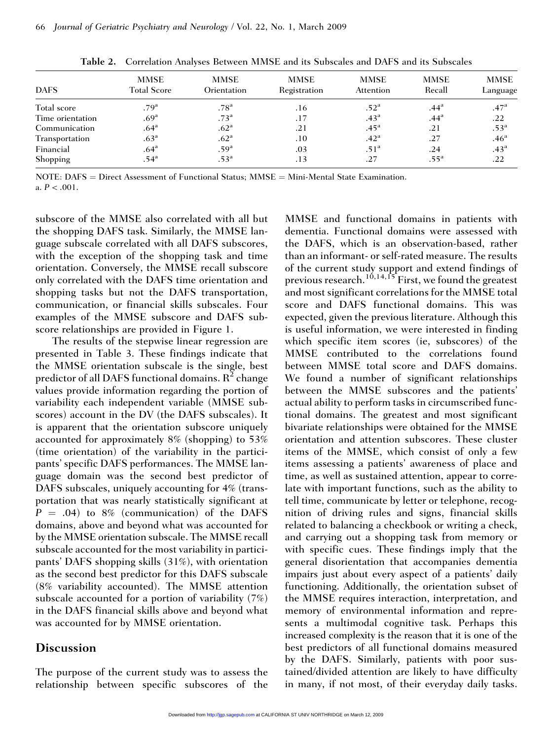**Table 2.** Correlation Analyses Between MMSE and its Subscales and DAFS and its Subscales

| DAFS | MMSE Total Score | MMSE Orientation | MMSE Registration | MMSE Attention | MMSE Recall | MMSE Language |
|---|---|---|---|---|---|---|
| Total score | .79[a] | .78[a] | .16 | .52[a] | .44[a] | .47[a] |
| Time orientation | .69[a] | .73[a] | .17 | .43[a] | .44[a] | .22 |
| Communication | .64[a] | .62[a] | .21 | .45[a] | .21 | .53[a] |
| Transportation | .63[a] | .62[a] | .10 | .42[a] | .27 | .46[a] |
| Financial | .64[a] | .59[a] | .03 | .51[a] | .24 | .43[a] |
| Shopping | .54[a] | .53[a] | .13 | .27 | .55[a] | .22 |

NOTE: DAFS = Direct Assessment of Functional Status; MMSE = Mini-Mental State Examination.
a. $P < .001$.

subscore of the MMSE also correlated with all but the shopping DAFS task. Similarly, the MMSE language subscale correlated with all DAFS subscores, with the exception of the shopping task and time orientation. Conversely, the MMSE recall subscore only correlated with the DAFS time orientation and shopping tasks but not the DAFS transportation, communication, or financial skills subscales. Four examples of the MMSE subscore and DAFS subscore relationships are provided in Figure 1.

The results of the stepwise linear regression are presented in Table 3. These findings indicate that the MMSE orientation subscale is the single, best predictor of all DAFS functional domains. $R^2$ change values provide information regarding the portion of variability each independent variable (MMSE subscores) account in the DV (the DAFS subscales). It is apparent that the orientation subscore uniquely accounted for approximately 8% (shopping) to 53% (time orientation) of the variability in the participants' specific DAFS performances. The MMSE language domain was the second best predictor of DAFS subscales, uniquely accounting for 4% (transportation that was nearly statistically significant at $P = .04$) to 8% (communication) of the DAFS domains, above and beyond what was accounted for by the MMSE orientation subscale. The MMSE recall subscale accounted for the most variability in participants' DAFS shopping skills (31%), with orientation as the second best predictor for this DAFS subscale (8% variability accounted). The MMSE attention subscale accounted for a portion of variability (7%) in the DAFS financial skills above and beyond what was accounted for by MMSE orientation.

## Discussion

The purpose of the current study was to assess the relationship between specific subscores of the MMSE and functional domains in patients with dementia. Functional domains were assessed with the DAFS, which is an observation-based, rather than an informant- or self-rated measure. The results of the current study support and extend findings of previous research.[10,14,15] First, we found the greatest and most significant correlations for the MMSE total score and DAFS functional domains. This was expected, given the previous literature. Although this is useful information, we were interested in finding which specific item scores (ie, subscores) of the MMSE contributed to the correlations found between MMSE total score and DAFS domains. We found a number of significant relationships between the MMSE subscores and the patients' actual ability to perform tasks in circumscribed functional domains. The greatest and most significant bivariate relationships were obtained for the MMSE orientation and attention subscores. These cluster items of the MMSE, which consist of only a few items assessing a patients' awareness of place and time, as well as sustained attention, appear to correlate with important functions, such as the ability to tell time, communicate by letter or telephone, recognition of driving rules and signs, financial skills related to balancing a checkbook or writing a check, and carrying out a shopping task from memory or with specific cues. These findings imply that the general disorientation that accompanies dementia impairs just about every aspect of a patients' daily functioning. Additionally, the orientation subset of the MMSE requires interaction, interpretation, and memory of environmental information and represents a multimodal cognitive task. Perhaps this increased complexity is the reason that it is one of the best predictors of all functional domains measured by the DAFS. Similarly, patients with poor sustained/divided attention are likely to have difficulty in many, if not most, of their everyday daily tasks.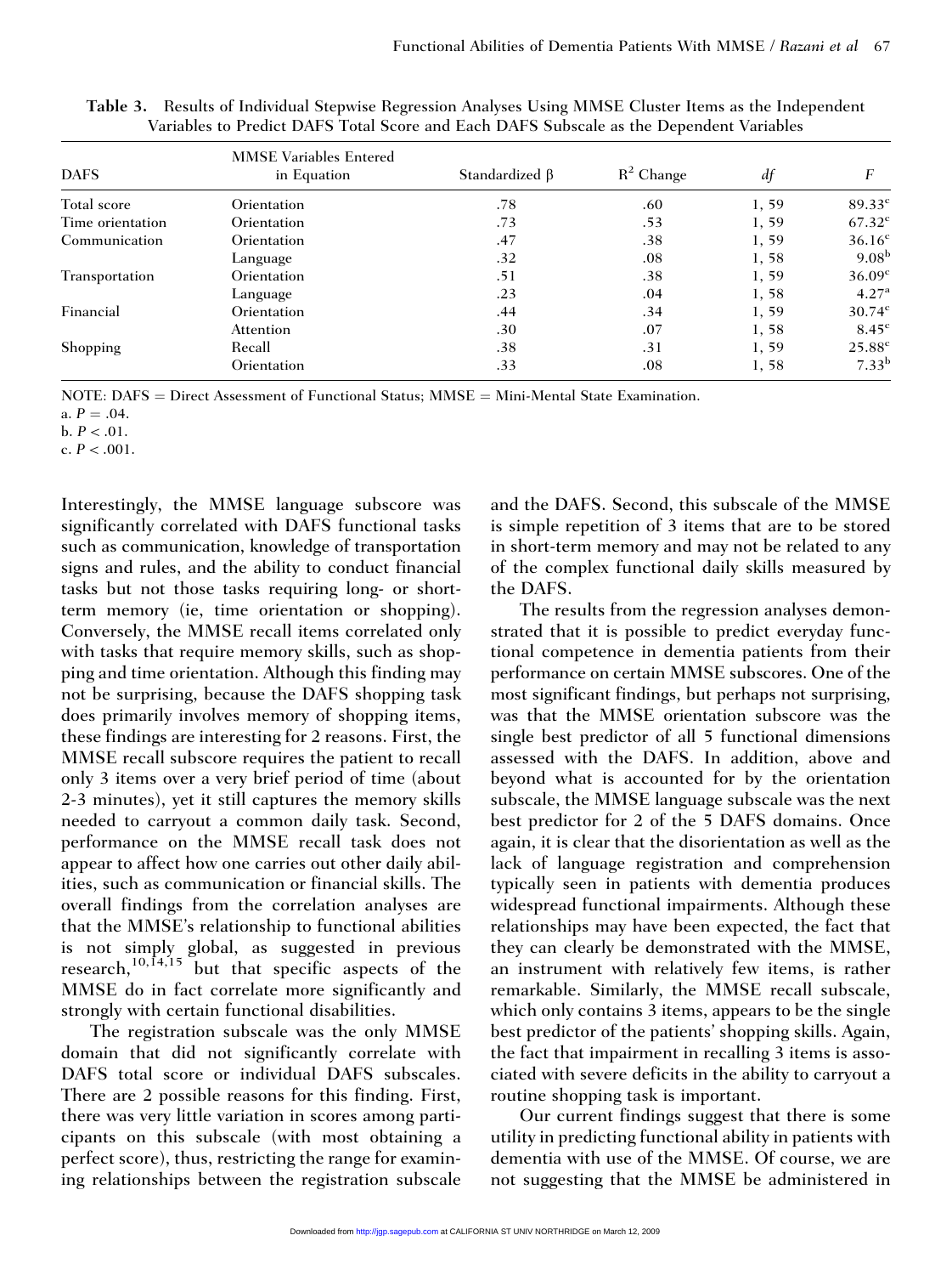**Table 3.** Results of Individual Stepwise Regression Analyses Using MMSE Cluster Items as the Independent Variables to Predict DAFS Total Score and Each DAFS Subscale as the Dependent Variables

| DAFS | MMSE Variables Entered in Equation | Standardized β | $R^2$ Change | *df* | *F* |
|---|---|---|---|---|---|
| Total score | Orientation | .78 | .60 | 1, 59 | $89.33^{c}$ |
| Time orientation | Orientation | .73 | .53 | 1, 59 | $67.32^{c}$ |
| Communication | Orientation | .47 | .38 | 1, 59 | $36.16^{c}$ |
| | Language | .32 | .08 | 1, 58 | $9.08^{b}$ |
| Transportation | Orientation | .51 | .38 | 1, 59 | $36.09^{c}$ |
| | Language | .23 | .04 | 1, 58 | $4.27^{a}$ |
| Financial | Orientation | .44 | .34 | 1, 59 | $30.74^{c}$ |
| | Attention | .30 | .07 | 1, 58 | $8.45^{c}$ |
| Shopping | Recall | .38 | .31 | 1, 59 | $25.88^{c}$ |
| | Orientation | .33 | .08 | 1, 58 | $7.33^{b}$ |

NOTE: DAFS = Direct Assessment of Functional Status; MMSE = Mini-Mental State Examination.
a. $P = .04$.
b. $P < .01$.
c. $P < .001$.

Interestingly, the MMSE language subscore was significantly correlated with DAFS functional tasks such as communication, knowledge of transportation signs and rules, and the ability to conduct financial tasks but not those tasks requiring long- or short-term memory (ie, time orientation or shopping). Conversely, the MMSE recall items correlated only with tasks that require memory skills, such as shopping and time orientation. Although this finding may not be surprising, because the DAFS shopping task does primarily involves memory of shopping items, these findings are interesting for 2 reasons. First, the MMSE recall subscore requires the patient to recall only 3 items over a very brief period of time (about 2-3 minutes), yet it still captures the memory skills needed to carryout a common daily task. Second, performance on the MMSE recall task does not appear to affect how one carries out other daily abilities, such as communication or financial skills. The overall findings from the correlation analyses are that the MMSE's relationship to functional abilities is not simply global, as suggested in previous research,[10,14,15] but that specific aspects of the MMSE do in fact correlate more significantly and strongly with certain functional disabilities.

The registration subscale was the only MMSE domain that did not significantly correlate with DAFS total score or individual DAFS subscales. There are 2 possible reasons for this finding. First, there was very little variation in scores among participants on this subscale (with most obtaining a perfect score), thus, restricting the range for examining relationships between the registration subscale and the DAFS. Second, this subscale of the MMSE is simple repetition of 3 items that are to be stored in short-term memory and may not be related to any of the complex functional daily skills measured by the DAFS.

The results from the regression analyses demonstrated that it is possible to predict everyday functional competence in dementia patients from their performance on certain MMSE subscores. One of the most significant findings, but perhaps not surprising, was that the MMSE orientation subscore was the single best predictor of all 5 functional dimensions assessed with the DAFS. In addition, above and beyond what is accounted for by the orientation subscale, the MMSE language subscale was the next best predictor for 2 of the 5 DAFS domains. Once again, it is clear that the disorientation as well as the lack of language registration and comprehension typically seen in patients with dementia produces widespread functional impairments. Although these relationships may have been expected, the fact that they can clearly be demonstrated with the MMSE, an instrument with relatively few items, is rather remarkable. Similarly, the MMSE recall subscale, which only contains 3 items, appears to be the single best predictor of the patients' shopping skills. Again, the fact that impairment in recalling 3 items is associated with severe deficits in the ability to carryout a routine shopping task is important.

Our current findings suggest that there is some utility in predicting functional ability in patients with dementia with use of the MMSE. Of course, we are not suggesting that the MMSE be administered in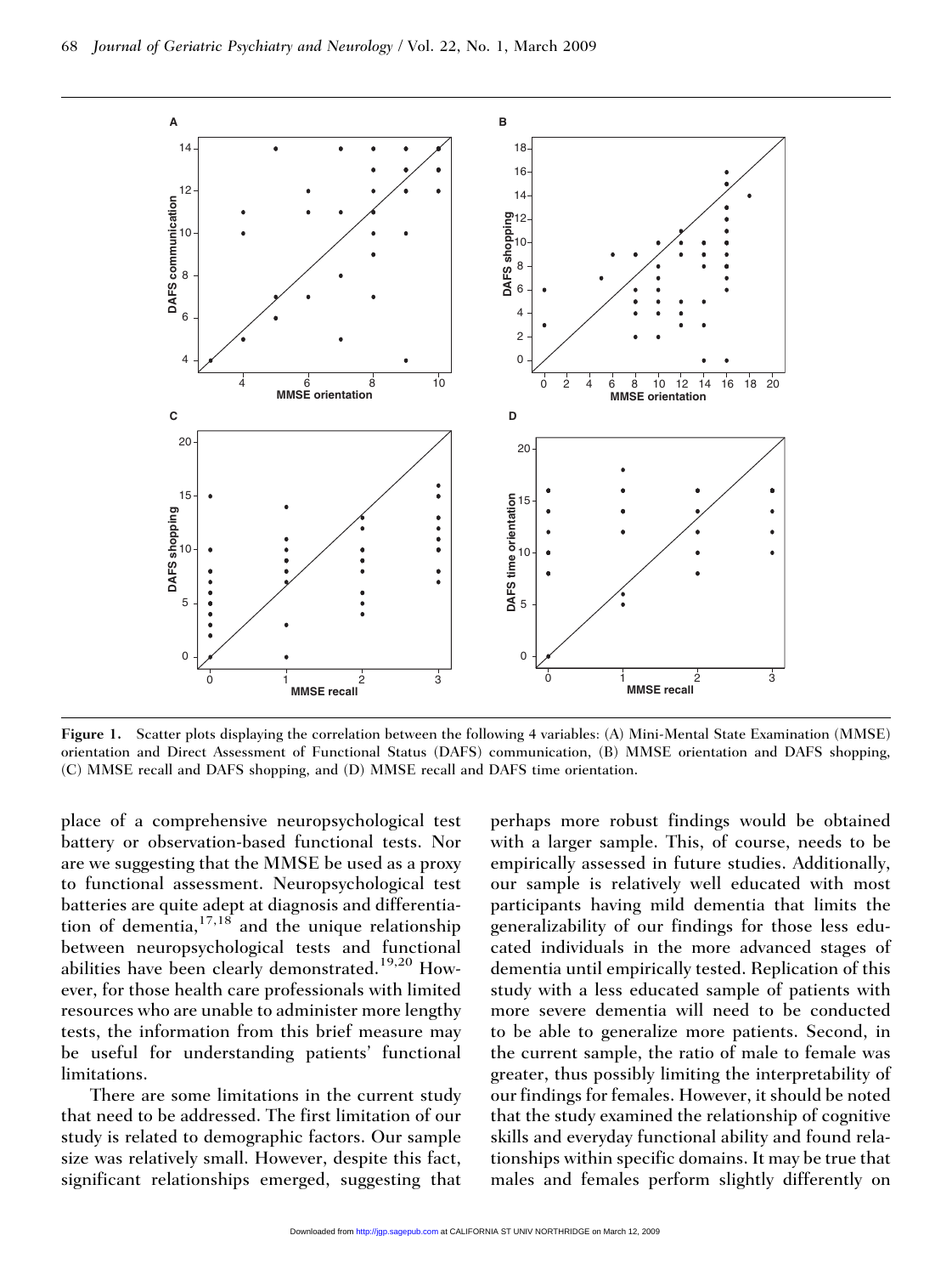Figure 1. Scatter plots displaying the correlation between the following 4 variables: (A) Mini-Mental State Examination (MMSE) orientation and Direct Assessment of Functional Status (DAFS) communication, (B) MMSE orientation and DAFS shopping, (C) MMSE recall and DAFS shopping, and (D) MMSE recall and DAFS time orientation.

place of a comprehensive neuropsychological test battery or observation-based functional tests. Nor are we suggesting that the MMSE be used as a proxy to functional assessment. Neuropsychological test batteries are quite adept at diagnosis and differentiation of dementia,[17,18] and the unique relationship between neuropsychological tests and functional abilities have been clearly demonstrated.[19,20] However, for those health care professionals with limited resources who are unable to administer more lengthy tests, the information from this brief measure may be useful for understanding patients' functional limitations.

There are some limitations in the current study that need to be addressed. The first limitation of our study is related to demographic factors. Our sample size was relatively small. However, despite this fact, significant relationships emerged, suggesting that perhaps more robust findings would be obtained with a larger sample. This, of course, needs to be empirically assessed in future studies. Additionally, our sample is relatively well educated with most participants having mild dementia that limits the generalizability of our findings for those less educated individuals in the more advanced stages of dementia until empirically tested. Replication of this study with a less educated sample of patients with more severe dementia will need to be conducted to be able to generalize more patients. Second, in the current sample, the ratio of male to female was greater, thus possibly limiting the interpretability of our findings for females. However, it should be noted that the study examined the relationship of cognitive skills and everyday functional ability and found relationships within specific domains. It may be true that males and females perform slightly differently on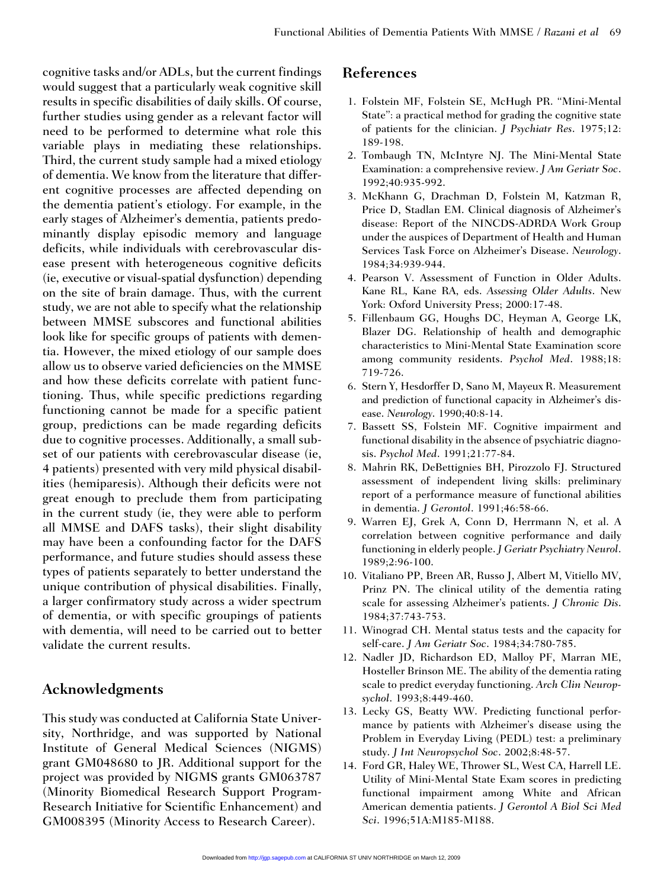cognitive tasks and/or ADLs, but the current findings would suggest that a particularly weak cognitive skill results in specific disabilities of daily skills. Of course, further studies using gender as a relevant factor will need to be performed to determine what role this variable plays in mediating these relationships. Third, the current study sample had a mixed etiology of dementia. We know from the literature that different cognitive processes are affected depending on the dementia patient's etiology. For example, in the early stages of Alzheimer's dementia, patients predominantly display episodic memory and language deficits, while individuals with cerebrovascular disease present with heterogeneous cognitive deficits (ie, executive or visual-spatial dysfunction) depending on the site of brain damage. Thus, with the current study, we are not able to specify what the relationship between MMSE subscores and functional abilities look like for specific groups of patients with dementia. However, the mixed etiology of our sample does allow us to observe varied deficiencies on the MMSE and how these deficits correlate with patient functioning. Thus, while specific predictions regarding functioning cannot be made for a specific patient group, predictions can be made regarding deficits due to cognitive processes. Additionally, a small subset of our patients with cerebrovascular disease (ie, 4 patients) presented with very mild physical disabilities (hemiparesis). Although their deficits were not great enough to preclude them from participating in the current study (ie, they were able to perform all MMSE and DAFS tasks), their slight disability may have been a confounding factor for the DAFS performance, and future studies should assess these types of patients separately to better understand the unique contribution of physical disabilities. Finally, a larger confirmatory study across a wider spectrum of dementia, or with specific groupings of patients with dementia, will need to be carried out to better validate the current results.

## Acknowledgments

This study was conducted at California State University, Northridge, and was supported by National Institute of General Medical Sciences (NIGMS) grant GM048680 to JR. Additional support for the project was provided by NIGMS grants GM063787 (Minority Biomedical Research Support Program-Research Initiative for Scientific Enhancement) and GM008395 (Minority Access to Research Career).

## References

1. Folstein MF, Folstein SE, McHugh PR. "Mini-Mental State": a practical method for grading the cognitive state of patients for the clinician. *J Psychiatr Res*. 1975;12:189-198.
2. Tombaugh TN, McIntyre NJ. The Mini-Mental State Examination: a comprehensive review. *J Am Geriatr Soc*. 1992;40:935-992.
3. McKhann G, Drachman D, Folstein M, Katzman R, Price D, Stadlan EM. Clinical diagnosis of Alzheimer's disease: Report of the NINCDS-ADRDA Work Group under the auspices of Department of Health and Human Services Task Force on Alzheimer's Disease. *Neurology*. 1984;34:939-944.
4. Pearson V. Assessment of Function in Older Adults. Kane RL, Kane RA, eds. *Assessing Older Adults*. New York: Oxford University Press; 2000:17-48.
5. Fillenbaum GG, Houghs DC, Heyman A, George LK, Blazer DG. Relationship of health and demographic characteristics to Mini-Mental State Examination score among community residents. *Psychol Med*. 1988;18:719-726.
6. Stern Y, Hesdorffer D, Sano M, Mayeux R. Measurement and prediction of functional capacity in Alzheimer's disease. *Neurology*. 1990;40:8-14.
7. Bassett SS, Folstein MF. Cognitive impairment and functional disability in the absence of psychiatric diagnosis. *Psychol Med*. 1991;21:77-84.
8. Mahrin RK, DeBettignies BH, Pirozzolo FJ. Structured assessment of independent living skills: preliminary report of a performance measure of functional abilities in dementia. *J Gerontol*. 1991;46:58-66.
9. Warren EJ, Grek A, Conn D, Herrmann N, et al. A correlation between cognitive performance and daily functioning in elderly people. *J Geriatr Psychiatry Neurol*. 1989;2:96-100.
10. Vitaliano PP, Breen AR, Russo J, Albert M, Vitiello MV, Prinz PN. The clinical utility of the dementia rating scale for assessing Alzheimer's patients. *J Chronic Dis*. 1984;37:743-753.
11. Winograd CH. Mental status tests and the capacity for self-care. *J Am Geriatr Soc*. 1984;34:780-785.
12. Nadler JD, Richardson ED, Malloy PF, Marran ME, Hosteller Brinson ME. The ability of the dementia rating scale to predict everyday functioning. *Arch Clin Neuropsychol*. 1993;8:449-460.
13. Lecky GS, Beatty WW. Predicting functional performance by patients with Alzheimer's disease using the Problem in Everyday Living (PEDL) test: a preliminary study. *J Int Neuropsychol Soc*. 2002;8:48-57.
14. Ford GR, Haley WE, Thrower SL, West CA, Harrell LE. Utility of Mini-Mental State Exam scores in predicting functional impairment among White and African American dementia patients. *J Gerontol A Biol Sci Med Sci*. 1996;51A:M185-M188.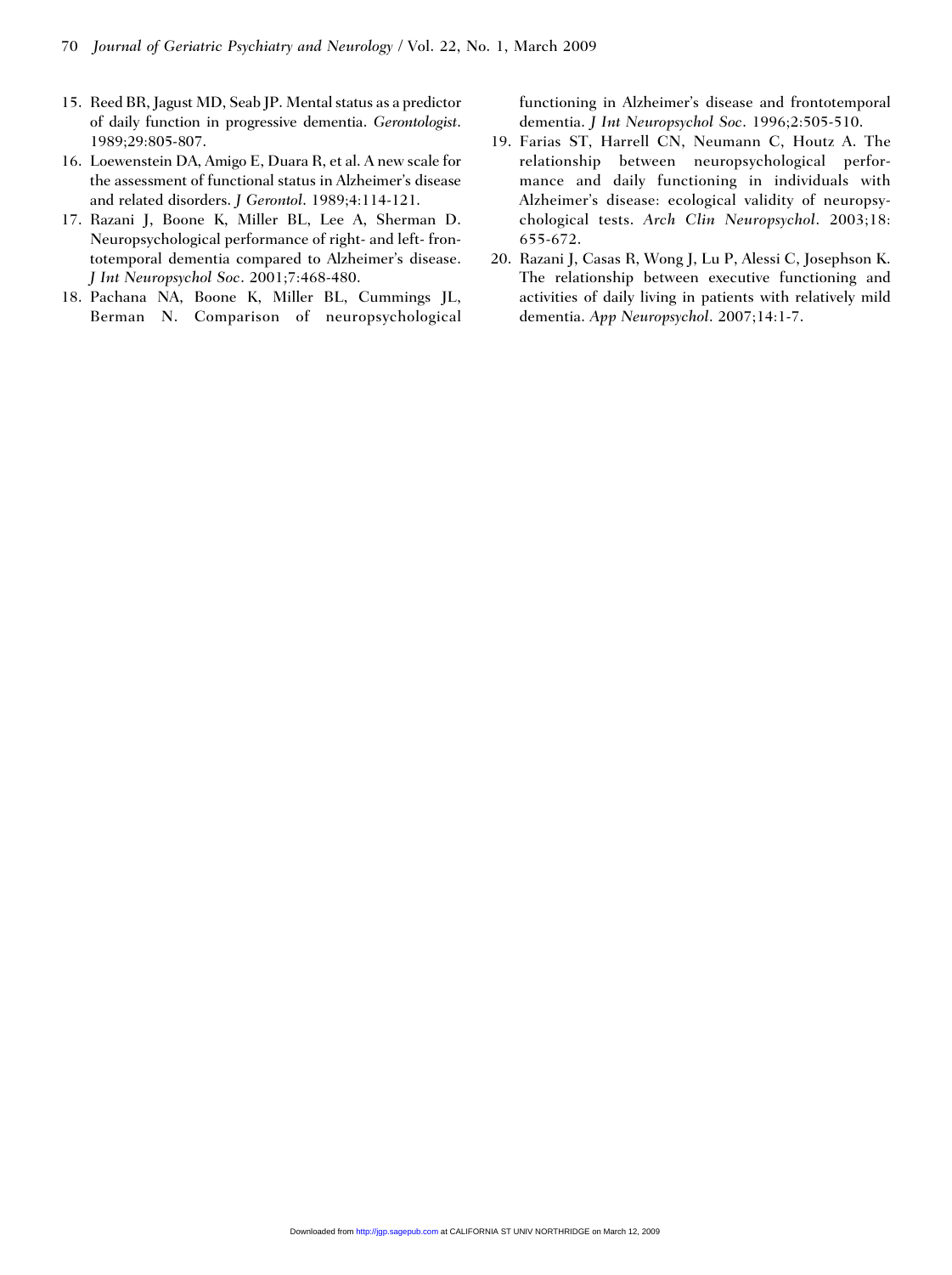15. Reed BR, Jagust MD, Seab JP. Mental status as a predictor of daily function in progressive dementia. *Gerontologist*. 1989;29:805-807.
16. Loewenstein DA, Amigo E, Duara R, et al. A new scale for the assessment of functional status in Alzheimer's disease and related disorders. *J Gerontol*. 1989;4:114-121.
17. Razani J, Boone K, Miller BL, Lee A, Sherman D. Neuropsychological performance of right- and left- frontotemporal dementia compared to Alzheimer's disease. *J Int Neuropsychol Soc*. 2001;7:468-480.
18. Pachana NA, Boone K, Miller BL, Cummings JL, Berman N. Comparison of neuropsychological functioning in Alzheimer's disease and frontotemporal dementia. *J Int Neuropsychol Soc*. 1996;2:505-510.
19. Farias ST, Harrell CN, Neumann C, Houtz A. The relationship between neuropsychological performance and daily functioning in individuals with Alzheimer's disease: ecological validity of neuropsychological tests. *Arch Clin Neuropsychol*. 2003;18: 655-672.
20. Razani J, Casas R, Wong J, Lu P, Alessi C, Josephson K. The relationship between executive functioning and activities of daily living in patients with relatively mild dementia. *App Neuropsychol*. 2007;14:1-7.